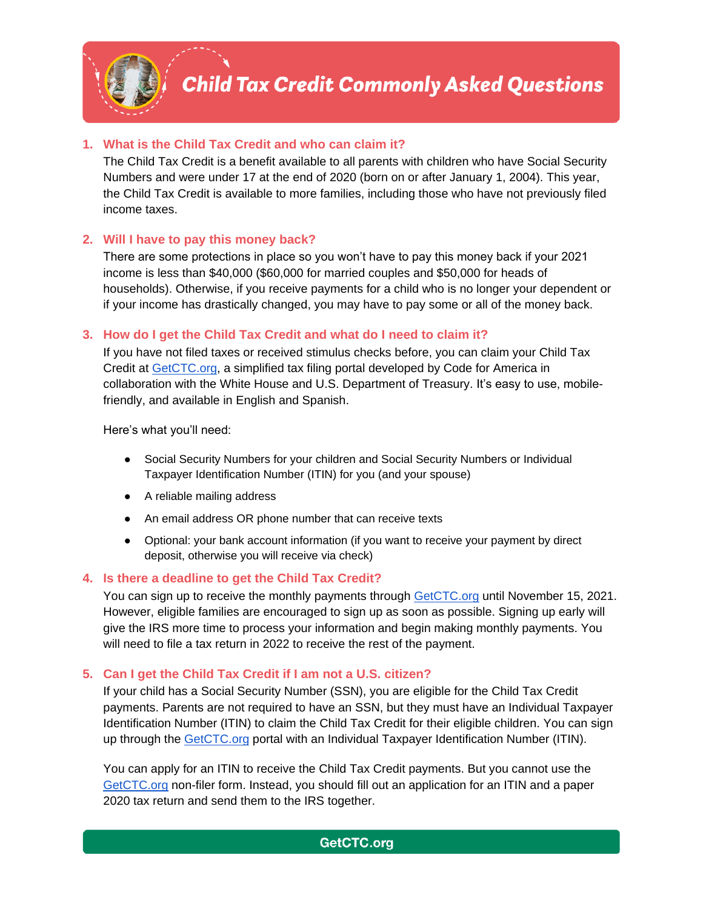# Child Tax Credit Commonly Asked Questions

## 1. What is the Child Tax Credit and who can claim it?

The Child Tax Credit is a benefit available to all parents with children who have Social Security Numbers and were under 17 at the end of 2020 (born on or after January 1, 2004). This year, the Child Tax Credit is available to more families, including those who have not previously filed income taxes.

## 2. Will I have to pay this money back?

There are some protections in place so you won't have to pay this money back if your 2021 income is less than $40,000 ($60,000 for married couples and $50,000 for heads of households). Otherwise, if you receive payments for a child who is no longer your dependent or if your income has drastically changed, you may have to pay some or all of the money back.

## 3. How do I get the Child Tax Credit and what do I need to claim it?

If you have not filed taxes or received stimulus checks before, you can claim your Child Tax Credit at GetCTC.org, a simplified tax filing portal developed by Code for America in collaboration with the White House and U.S. Department of Treasury. It's easy to use, mobile-friendly, and available in English and Spanish.

Here's what you'll need:

- Social Security Numbers for your children and Social Security Numbers or Individual Taxpayer Identification Number (ITIN) for you (and your spouse)
- A reliable mailing address
- An email address OR phone number that can receive texts
- Optional: your bank account information (if you want to receive your payment by direct deposit, otherwise you will receive via check)

## 4. Is there a deadline to get the Child Tax Credit?

You can sign up to receive the monthly payments through GetCTC.org until November 15, 2021. However, eligible families are encouraged to sign up as soon as possible. Signing up early will give the IRS more time to process your information and begin making monthly payments. You will need to file a tax return in 2022 to receive the rest of the payment.

## 5. Can I get the Child Tax Credit if I am not a U.S. citizen?

If your child has a Social Security Number (SSN), you are eligible for the Child Tax Credit payments. Parents are not required to have an SSN, but they must have an Individual Taxpayer Identification Number (ITIN) to claim the Child Tax Credit for their eligible children. You can sign up through the GetCTC.org portal with an Individual Taxpayer Identification Number (ITIN).

You can apply for an ITIN to receive the Child Tax Credit payments. But you cannot use the GetCTC.org non-filer form. Instead, you should fill out an application for an ITIN and a paper 2020 tax return and send them to the IRS together.

GetCTC.org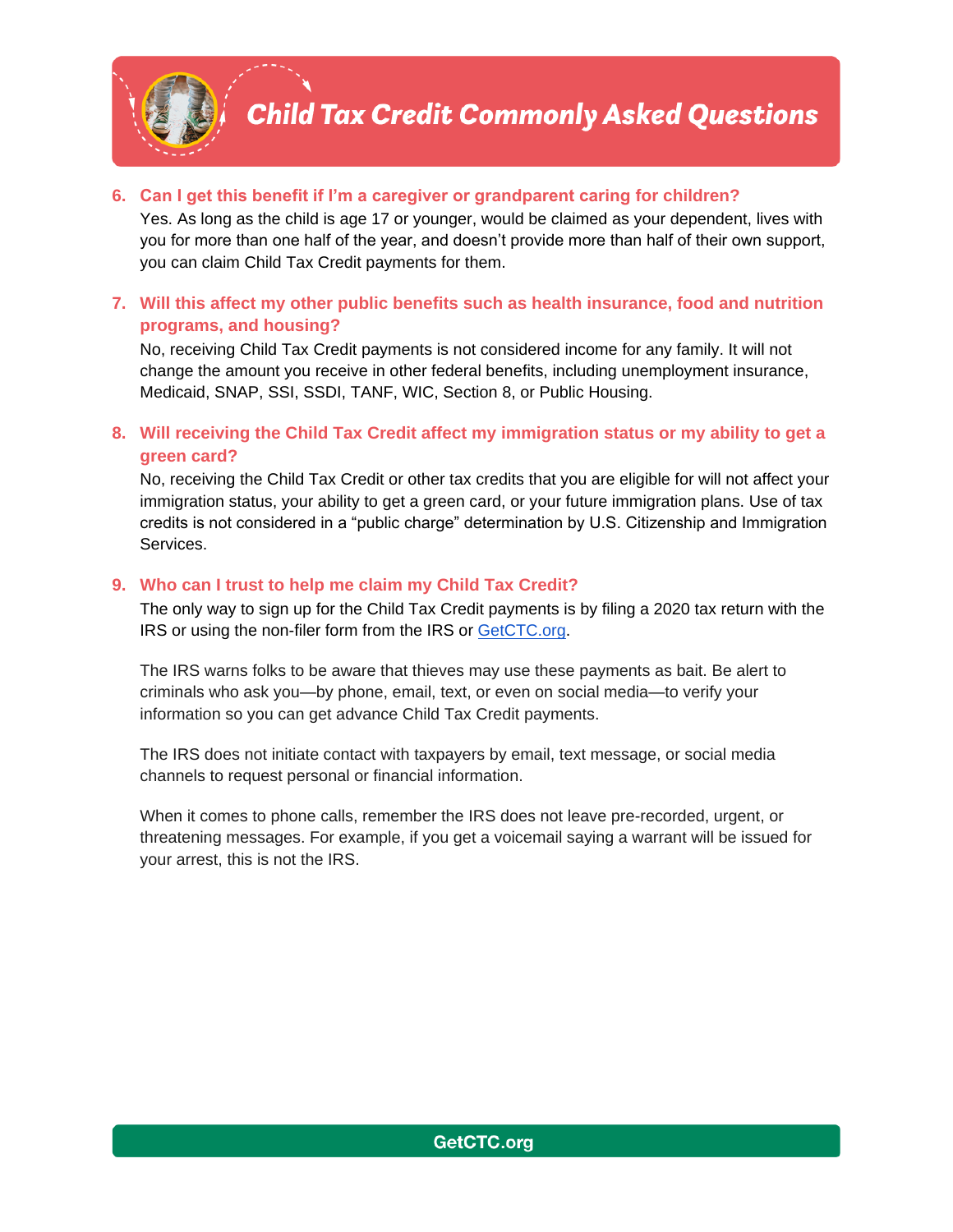# Child Tax Credit Commonly Asked Questions

6. **Can I get this benefit if I'm a caregiver or grandparent caring for children?**

   Yes. As long as the child is age 17 or younger, would be claimed as your dependent, lives with you for more than one half of the year, and doesn't provide more than half of their own support, you can claim Child Tax Credit payments for them.

7. **Will this affect my other public benefits such as health insurance, food and nutrition programs, and housing?**

   No, receiving Child Tax Credit payments is not considered income for any family. It will not change the amount you receive in other federal benefits, including unemployment insurance, Medicaid, SNAP, SSI, SSDI, TANF, WIC, Section 8, or Public Housing.

8. **Will receiving the Child Tax Credit affect my immigration status or my ability to get a green card?**

   No, receiving the Child Tax Credit or other tax credits that you are eligible for will not affect your immigration status, your ability to get a green card, or your future immigration plans. Use of tax credits is not considered in a "public charge" determination by U.S. Citizenship and Immigration Services.

9. **Who can I trust to help me claim my Child Tax Credit?**

   The only way to sign up for the Child Tax Credit payments is by filing a 2020 tax return with the IRS or using the non-filer form from the IRS or [GetCTC.org](https://GetCTC.org).

   The IRS warns folks to be aware that thieves may use these payments as bait. Be alert to criminals who ask you—by phone, email, text, or even on social media—to verify your information so you can get advance Child Tax Credit payments.

   The IRS does not initiate contact with taxpayers by email, text message, or social media channels to request personal or financial information.

   When it comes to phone calls, remember the IRS does not leave pre-recorded, urgent, or threatening messages. For example, if you get a voicemail saying a warrant will be issued for your arrest, this is not the IRS.

GetCTC.org